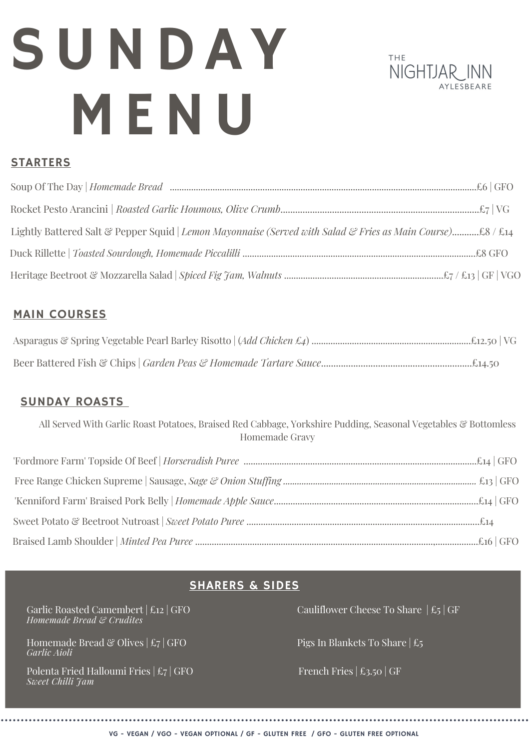# SUNDAY MENU

THE NIGHTJAR_INN AYLESBEARE

## STARTERS

Soup Of The Day | *Homemade Bread* .......... £6 | GFO

Rocket Pesto Arancini | *Roasted Garlic Houmous, Olive Crumb* .......... £7 | VG

Lightly Battered Salt & Pepper Squid | *Lemon Mayonnaise (Served with Salad & Fries as Main Course)* .......... £8 / £14

Duck Rillette | *Toasted Sourdough, Homemade Piccalilli* .......... £8 GFO

Heritage Beetroot & Mozzarella Salad | *Spiced Fig Jam, Walnuts* .......... £7 / £13 | GF | VGO

## MAIN COURSES

Asparagus & Spring Vegetable Pearl Barley Risotto | (*Add Chicken £4*) .......... £12.50 | VG

Beer Battered Fish & Chips | *Garden Peas & Homemade Tartare Sauce* .......... £14.50

## SUNDAY ROASTS

All Served With Garlic Roast Potatoes, Braised Red Cabbage, Yorkshire Pudding, Seasonal Vegetables & Bottomless Homemade Gravy

'Fordmore Farm' Topside Of Beef | *Horseradish Puree* .......... £14 | GFO

Free Range Chicken Supreme | Sausage, *Sage & Onion Stuffing* .......... £13 | GFO

'Kenniford Farm' Braised Pork Belly | *Homemade Apple Sauce* .......... £14 | GFO

Sweet Potato & Beetroot Nutroast | *Sweet Potato Puree* .......... £14

Braised Lamb Shoulder | *Minted Pea Puree* .......... £16 | GFO

## SHARERS & SIDES

Garlic Roasted Camembert | £12 | GFO
*Homemade Bread & Crudites*

Homemade Bread & Olives | £7 | GFO
*Garlic Aioli*

Polenta Fried Halloumi Fries | £7 | GFO
*Sweet Chilli Jam*

Cauliflower Cheese To Share | £5 | GF

Pigs In Blankets To Share | £5

French Fries | £3.50 | GF

VG - VEGAN / VGO - VEGAN OPTIONAL / GF - GLUTEN FREE / GFO - GLUTEN FREE OPTIONAL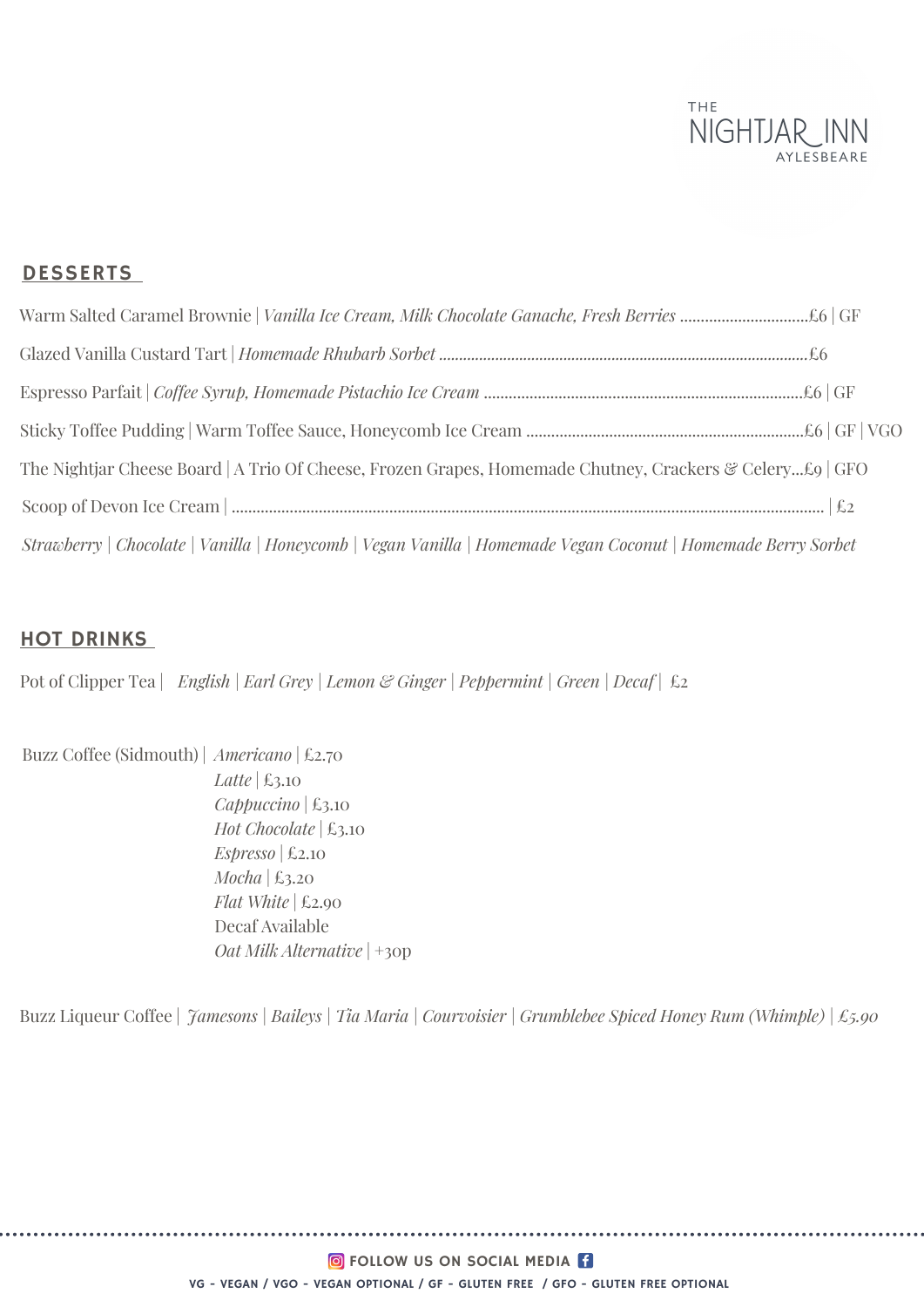THE NIGHTJAR INN AYLESBEARE

## DESSERTS

Warm Salted Caramel Brownie | *Vanilla Ice Cream, Milk Chocolate Ganache, Fresh Berries* ...............................£6 | GF

Glazed Vanilla Custard Tart | *Homemade Rhubarb Sorbet* ..........................................................................................£6

Espresso Parfait | *Coffee Syrup, Homemade Pistachio Ice Cream* ............................................................................£6 | GF

Sticky Toffee Pudding | Warm Toffee Sauce, Honeycomb Ice Cream ...................................................................£6 | GF | VGO

The Nightjar Cheese Board | A Trio Of Cheese, Frozen Grapes, Homemade Chutney, Crackers & Celery...£9 | GFO

Scoop of Devon Ice Cream | ............................................................................................................................................ | £2

*Strawberry* | *Chocolate* | *Vanilla* | *Honeycomb* | *Vegan Vanilla* | *Homemade Vegan Coconut* | *Homemade Berry Sorbet*

## HOT DRINKS

Pot of Clipper Tea | *English* | *Earl Grey* | *Lemon & Ginger* | *Peppermint* | *Green* | *Decaf* | £2

Buzz Coffee (Sidmouth) | *Americano* | £2.70
*Latte* | £3.10
*Cappuccino* | £3.10
*Hot Chocolate* | £3.10
*Espresso* | £2.10
*Mocha* | £3.20
*Flat White* | £2.90
Decaf Available
*Oat Milk Alternative* | +30p

Buzz Liqueur Coffee | *Jamesons* | *Baileys* | *Tia Maria* | *Courvoisier* | *Grumblebee Spiced Honey Rum (Whimple)* | *£5.90*

FOLLOW US ON SOCIAL MEDIA

VG - VEGAN / VGO - VEGAN OPTIONAL / GF - GLUTEN FREE / GFO - GLUTEN FREE OPTIONAL